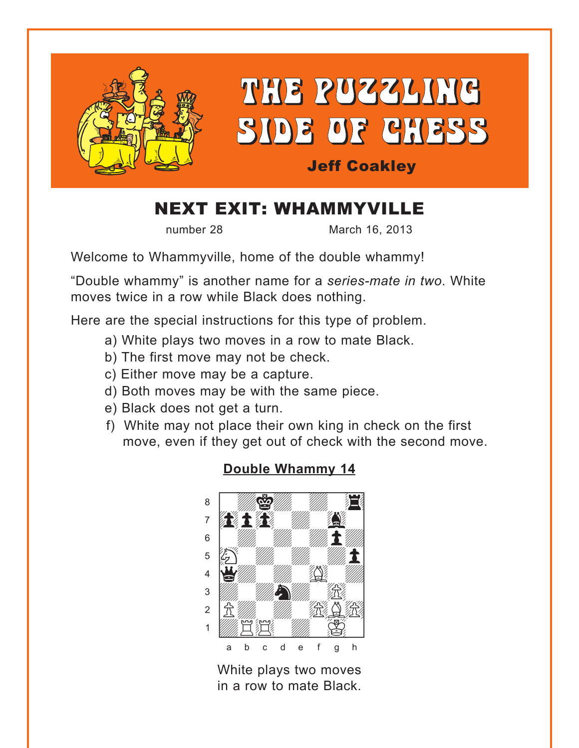# THE PUZZLING SIDE OF CHESS

**Jeff Coakley**

## NEXT EXIT: WHAMMYVILLE

number 28 March 16, 2013

Welcome to Whammyville, home of the double whammy!

"Double whammy" is another name for a *series-mate in two*. White moves twice in a row while Black does nothing.

Here are the special instructions for this type of problem.

a) White plays two moves in a row to mate Black.
b) The first move may not be check.
c) Either move may be a capture.
d) Both moves may be with the same piece.
e) Black does not get a turn.
f) White may not place their own king in check on the first move, even if they get out of check with the second move.

### Double Whammy 14

White plays two moves in a row to mate Black.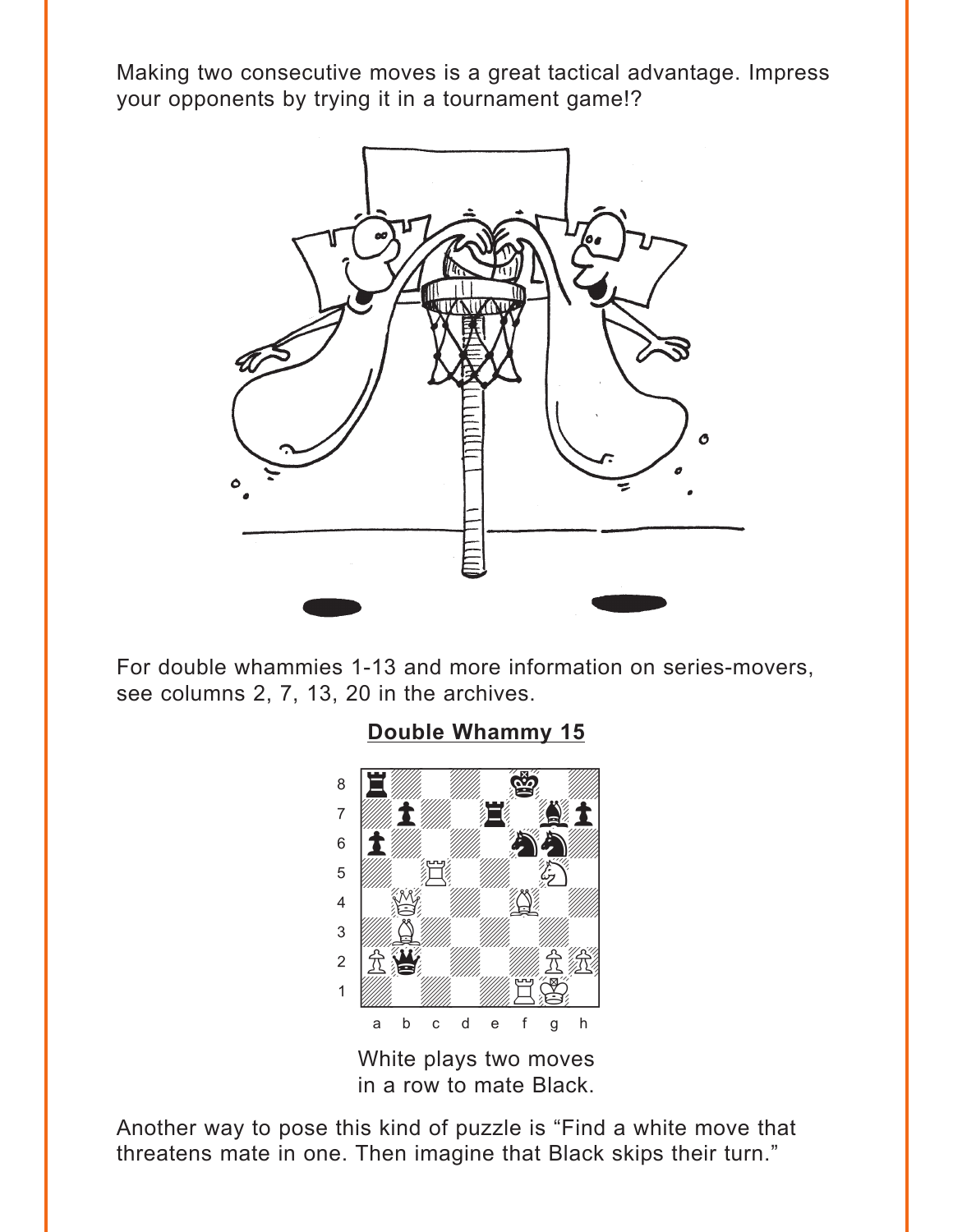Making two consecutive moves is a great tactical advantage. Impress your opponents by trying it in a tournament game!?

For double whammies 1-13 and more information on series-movers, see columns 2, 7, 13, 20 in the archives.

**Double Whammy 15**

White plays two moves in a row to mate Black.

Another way to pose this kind of puzzle is "Find a white move that threatens mate in one. Then imagine that Black skips their turn."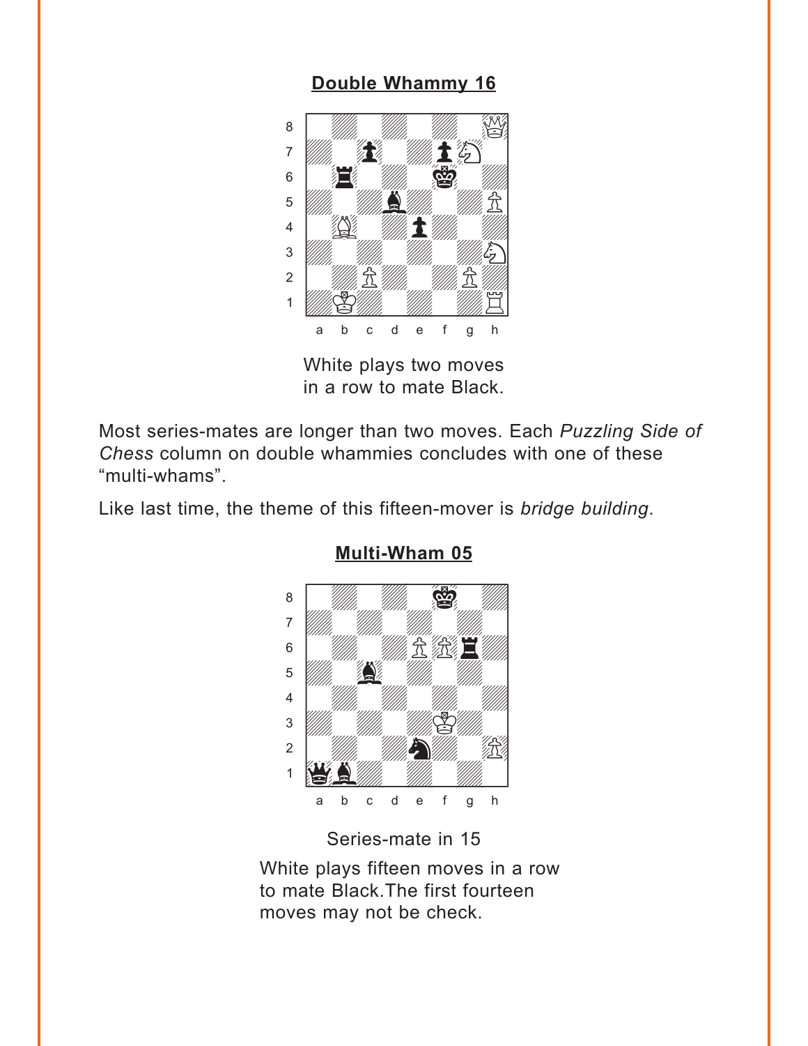**Double Whammy 16**

White plays two moves
in a row to mate Black.

Most series-mates are longer than two moves. Each *Puzzling Side of Chess* column on double whammies concludes with one of these “multi-whams”.

Like last time, the theme of this fifteen-mover is *bridge building*.

**Multi-Wham 05**

Series-mate in 15

White plays fifteen moves in a row to mate Black.The first fourteen moves may not be check.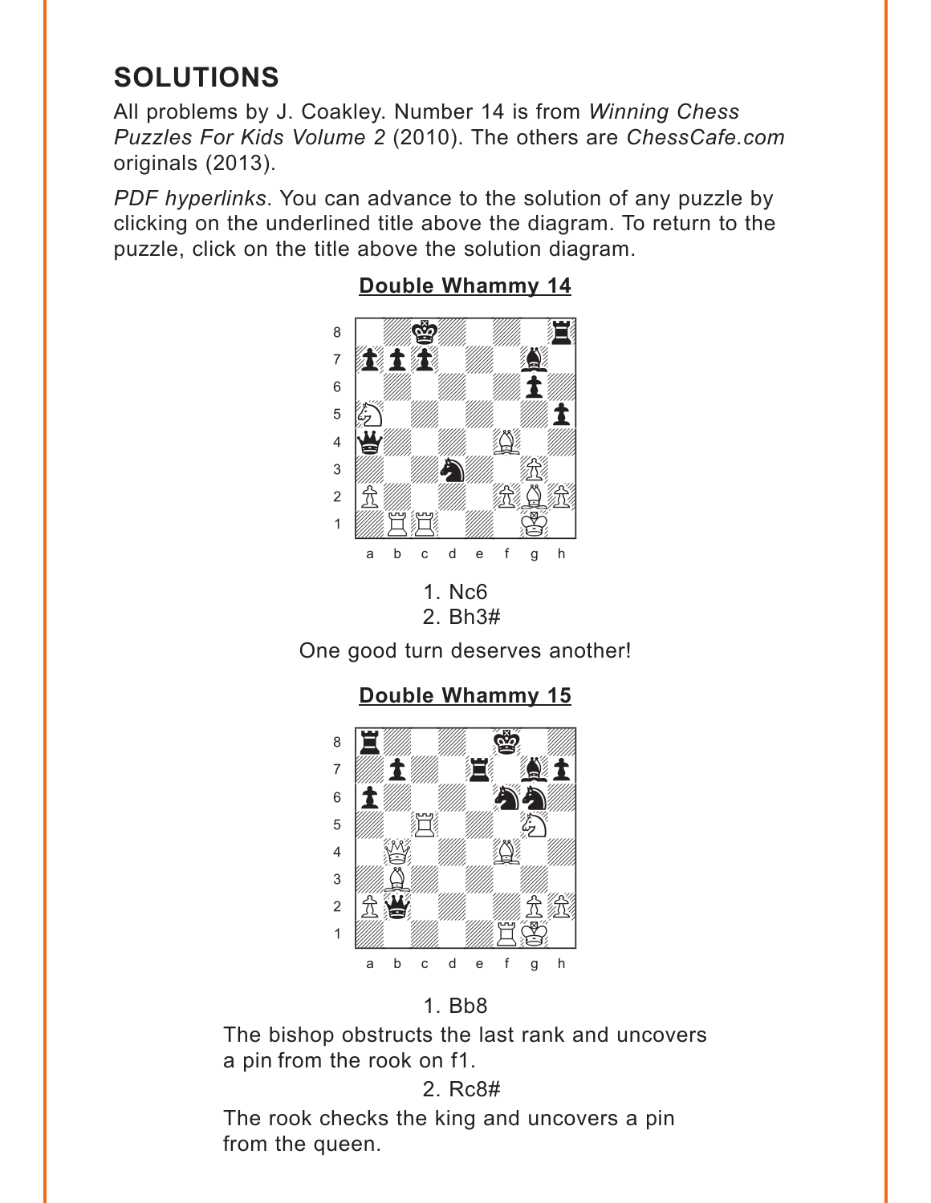## SOLUTIONS

All problems by J. Coakley. Number 14 is from *Winning Chess Puzzles For Kids Volume 2* (2010). The others are *ChessCafe.com* originals (2013).

*PDF hyperlinks*. You can advance to the solution of any puzzle by clicking on the underlined title above the diagram. To return to the puzzle, click on the title above the solution diagram.

### Double Whammy 14

1. Nc6
2. Bh3#

One good turn deserves another!

### Double Whammy 15

1. Bb8

The bishop obstructs the last rank and uncovers a pin from the rook on f1.

2. Rc8#

The rook checks the king and uncovers a pin from the queen.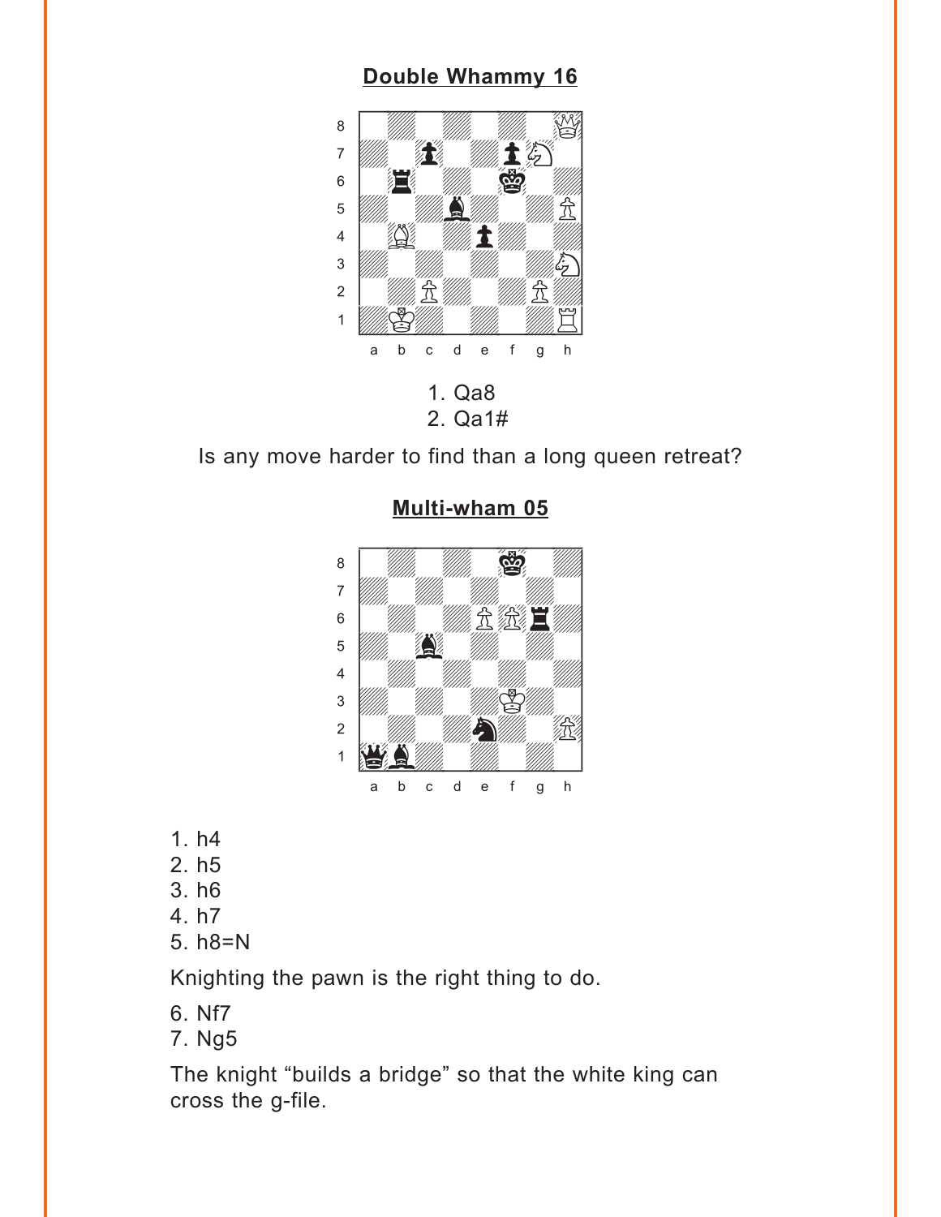## Double Whammy 16

1. Qa8
2. Qa1#

Is any move harder to find than a long queen retreat?

## Multi-wham 05

1. h4
2. h5
3. h6
4. h7
5. h8=N

Knighting the pawn is the right thing to do.

6. Nf7
7. Ng5

The knight “builds a bridge” so that the white king can cross the g-file.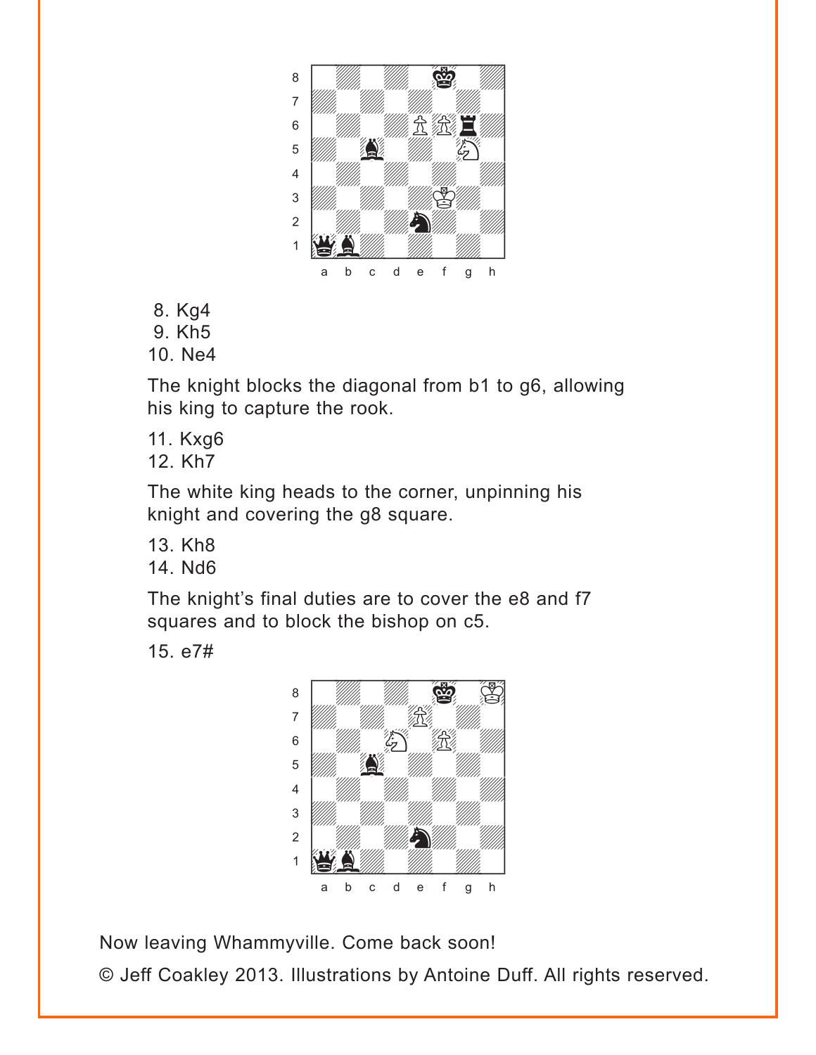8. Kg4
9. Kh5
10. Ne4

The knight blocks the diagonal from b1 to g6, allowing his king to capture the rook.

11. Kxg6
12. Kh7

The white king heads to the corner, unpinning his knight and covering the g8 square.

13. Kh8
14. Nd6

The knight's final duties are to cover the e8 and f7 squares and to block the bishop on c5.

15. e7#

Now leaving Whammyville. Come back soon!

© Jeff Coakley 2013. Illustrations by Antoine Duff. All rights reserved.